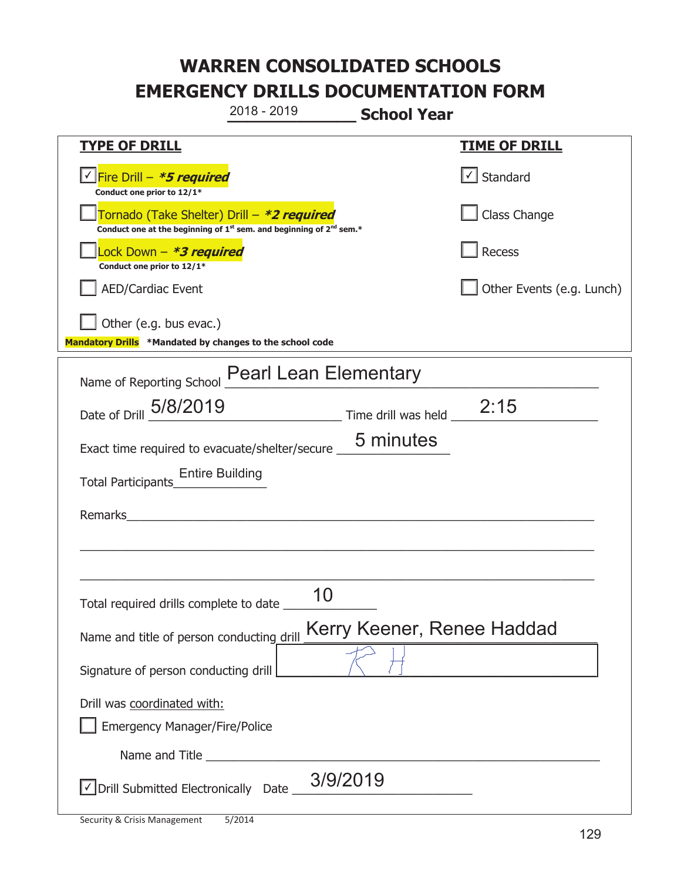# WARREN CONSOLIDATED SCHOOLS
# EMERGENCY DRILLS DOCUMENTATION FORM

2018 - 2019 **School Year**

| **TYPE OF DRILL** | **TIME OF DRILL** |
|---|---|
| ☑ Fire Drill – ***5 required*** <br> **Conduct one prior to 12/1*** | ☑ Standard |
| ☐ Tornado (Take Shelter) Drill – ***2 required*** <br> **Conduct one at the beginning of 1st sem. and beginning of 2nd sem.*** | ☐ Class Change |
| ☐ Lock Down – ***3 required*** <br> **Conduct one prior to 12/1*** | ☐ Recess |
| ☐ AED/Cardiac Event | ☐ Other Events (e.g. Lunch) |
| ☐ Other (e.g. bus evac.) | |

**Mandatory Drills** **\*Mandated by changes to the school code**

Name of Reporting School: Pearl Lean Elementary

Date of Drill: 5/8/2019 Time drill was held: 2:15

Exact time required to evacuate/shelter/secure: 5 minutes

Total Participants: Entire Building

Remarks: ______________________________

Total required drills complete to date: 10

Name and title of person conducting drill: Kerry Keener, Renee Haddad

Signature of person conducting drill: [signature]

Drill was coordinated with:

☐ Emergency Manager/Fire/Police

Name and Title ______________________________

☑ Drill Submitted Electronically Date: 3/9/2019

Security & Crisis Management 5/2014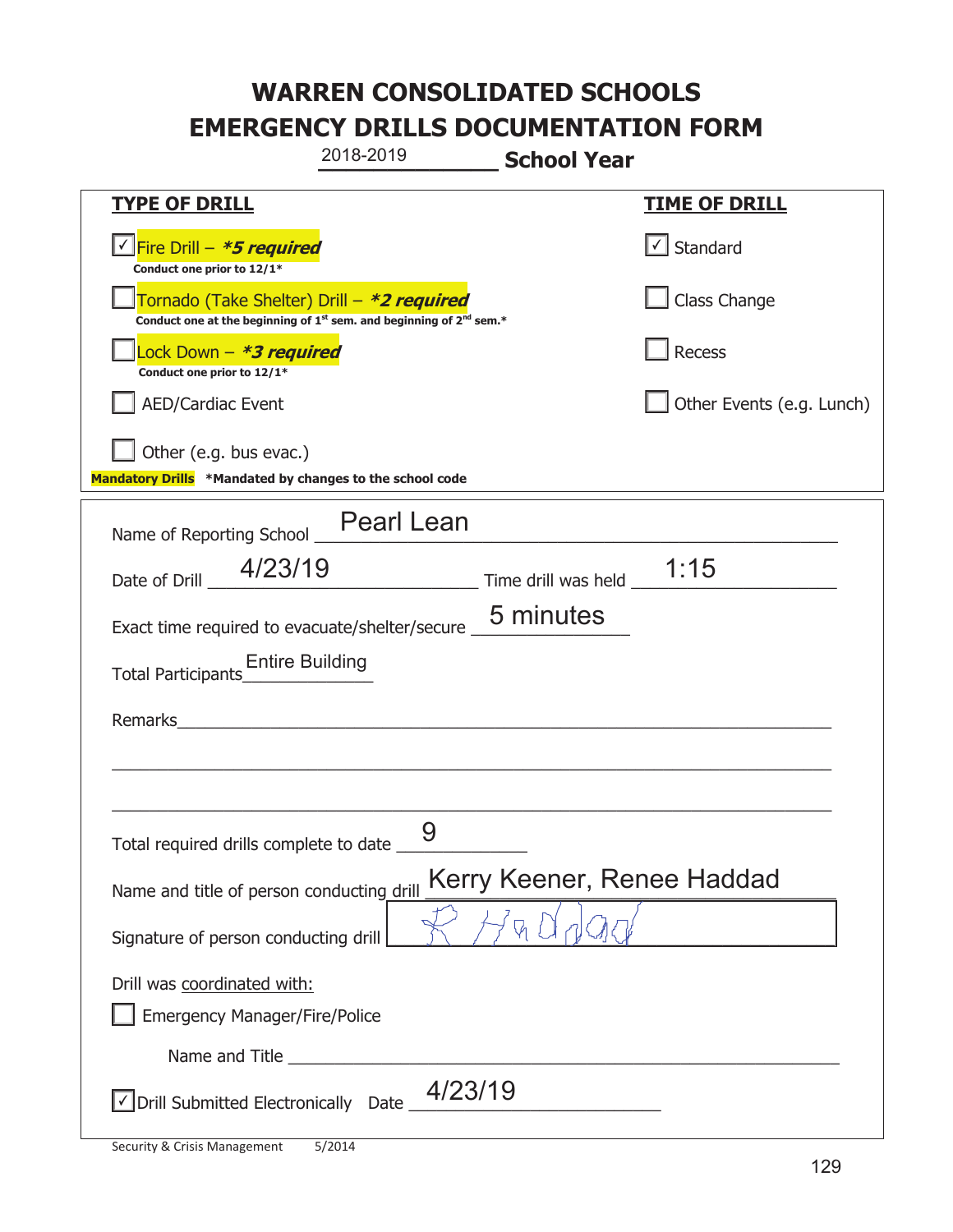# WARREN CONSOLIDATED SCHOOLS
# EMERGENCY DRILLS DOCUMENTATION FORM

2018-2019 **School Year**

| **TYPE OF DRILL** | **TIME OF DRILL** |
|---|---|
| ☑ Fire Drill – ***5 required*** <br> **Conduct one prior to 12/1*** | ☑ Standard |
| ☐ Tornado (Take Shelter) Drill – ***2 required*** <br> **Conduct one at the beginning of 1st sem. and beginning of 2nd sem.*** | ☐ Class Change |
| ☐ Lock Down – ***3 required*** <br> **Conduct one prior to 12/1*** | ☐ Recess |
| ☐ AED/Cardiac Event | ☐ Other Events (e.g. Lunch) |
| ☐ Other (e.g. bus evac.) | |

**Mandatory Drills** **\*Mandated by changes to the school code**

Name of Reporting School: Pearl Lean

Date of Drill: 4/23/19 Time drill was held: 1:15

Exact time required to evacuate/shelter/secure: 5 minutes

Total Participants: Entire Building

Remarks: ______________________________

Total required drills complete to date: 9

Name and title of person conducting drill: Kerry Keener, Renee Haddad

Signature of person conducting drill: R Haddad

Drill was coordinated with:

☐ Emergency Manager/Fire/Police

Name and Title: ______________________________

☑ Drill Submitted Electronically Date: 4/23/19

Security & Crisis Management 5/2014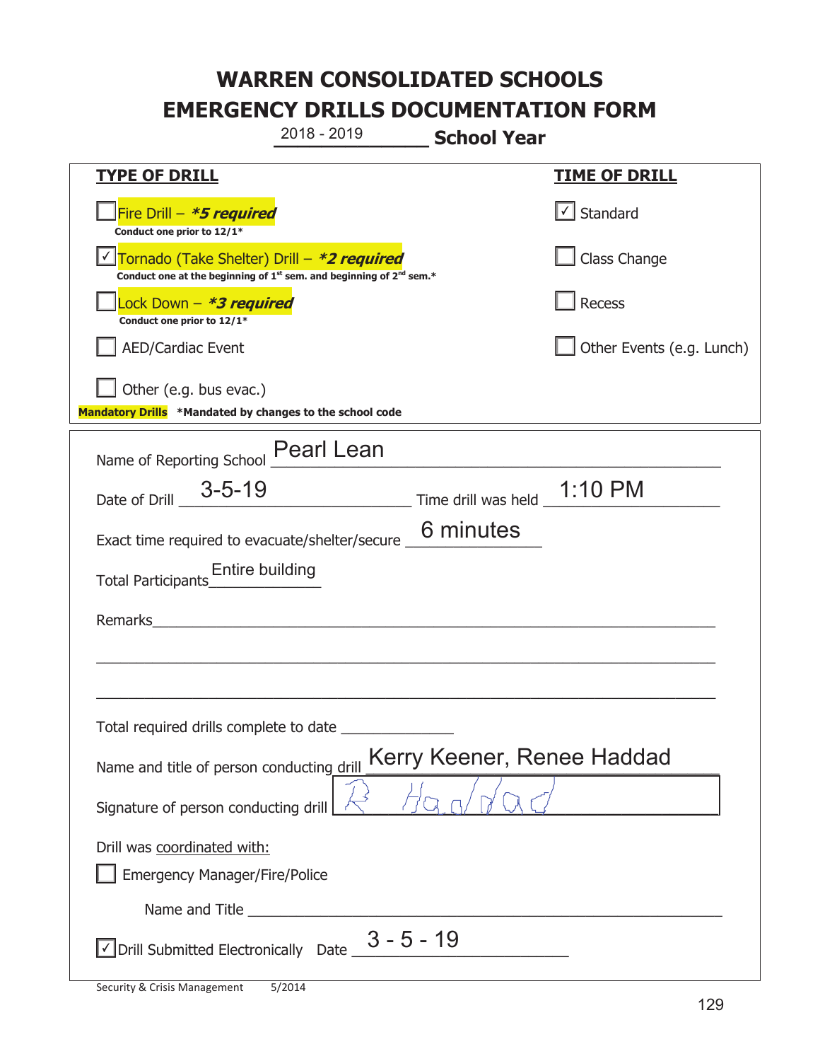# WARREN CONSOLIDATED SCHOOLS
# EMERGENCY DRILLS DOCUMENTATION FORM

2018 - 2019 **School Year**

| **TYPE OF DRILL** | **TIME OF DRILL** |
|---|---|
| ☐ Fire Drill – ***5 required*** <br> **Conduct one prior to 12/1*** | ☑ Standard |
| ☑ Tornado (Take Shelter) Drill – ***2 required*** <br> **Conduct one at the beginning of 1st sem. and beginning of 2nd sem.*** | ☐ Class Change |
| ☐ Lock Down – ***3 required*** <br> **Conduct one prior to 12/1*** | ☐ Recess |
| ☐ AED/Cardiac Event | ☐ Other Events (e.g. Lunch) |
| ☐ Other (e.g. bus evac.) | |

**Mandatory Drills** ***Mandated by changes to the school code**

Name of Reporting School: Pearl Lean

Date of Drill: 3-5-19 Time drill was held: 1:10 PM

Exact time required to evacuate/shelter/secure: 6 minutes

Total Participants: Entire building

Remarks: ______________________________

Total required drills complete to date: ______________

Name and title of person conducting drill: Kerry Keener, Renee Haddad

Signature of person conducting drill: R Haddad

Drill was coordinated with:

☐ Emergency Manager/Fire/Police

Name and Title ______________________________

☑ Drill Submitted Electronically Date: 3 - 5 - 19

Security & Crisis Management 5/2014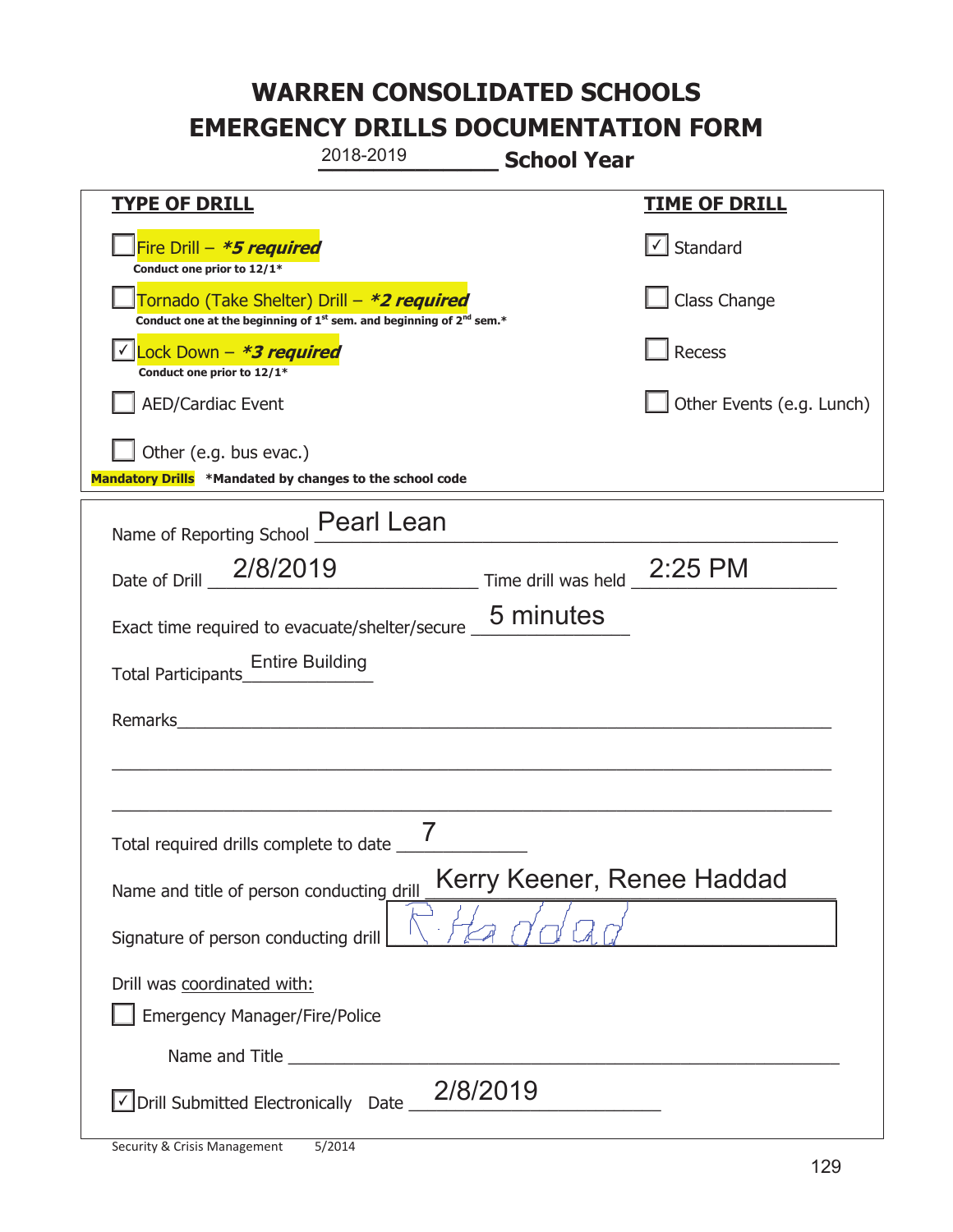# WARREN CONSOLIDATED SCHOOLS
# EMERGENCY DRILLS DOCUMENTATION FORM

2018-2019 **School Year**

| **TYPE OF DRILL** | **TIME OF DRILL** |
|---|---|
| ☐ Fire Drill – ***5 required** Conduct one prior to 12/1* | ☑ Standard |
| ☐ Tornado (Take Shelter) Drill – ***2 required** Conduct one at the beginning of 1st sem. and beginning of 2nd sem.* | ☐ Class Change |
| ☑ Lock Down – ***3 required** Conduct one prior to 12/1* | ☐ Recess |
| ☐ AED/Cardiac Event | ☐ Other Events (e.g. Lunch) |
| ☐ Other (e.g. bus evac.) | |

**Mandatory Drills** ***Mandated by changes to the school code**

Name of Reporting School: Pearl Lean

Date of Drill: 2/8/2019 Time drill was held: 2:25 PM

Exact time required to evacuate/shelter/secure: 5 minutes

Total Participants: Entire Building

Remarks: ______________________________________________

Total required drills complete to date: 7

Name and title of person conducting drill: Kerry Keener, Renee Haddad

Signature of person conducting drill: R. Haddad

Drill was coordinated with:

☐ Emergency Manager/Fire/Police

Name and Title ______________________________________________

☑ Drill Submitted Electronically Date: 2/8/2019

Security & Crisis Management 5/2014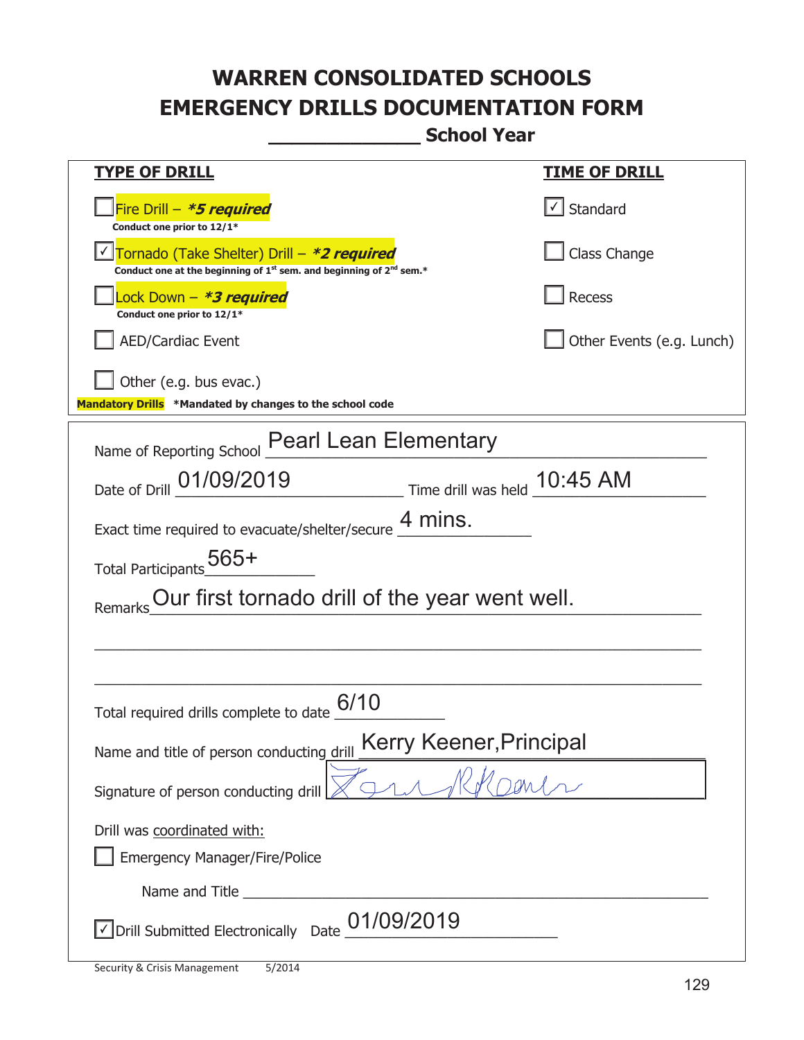# WARREN CONSOLIDATED SCHOOLS
# EMERGENCY DRILLS DOCUMENTATION FORM
## _____________ School Year

| **TYPE OF DRILL** | **TIME OF DRILL** |
|---|---|
| ☐ Fire Drill – ***5 required*** <br> **Conduct one prior to 12/1*** | ☑ Standard |
| ☑ Tornado (Take Shelter) Drill – ***2 required*** <br> **Conduct one at the beginning of 1st sem. and beginning of 2nd sem.*** | ☐ Class Change |
| ☐ Lock Down – ***3 required*** <br> **Conduct one prior to 12/1*** | ☐ Recess |
| ☐ AED/Cardiac Event | ☐ Other Events (e.g. Lunch) |
| ☐ Other (e.g. bus evac.) | |

**Mandatory Drills** ***Mandated by changes to the school code**

Name of Reporting School: Pearl Lean Elementary

Date of Drill: 01/09/2019  Time drill was held: 10:45 AM

Exact time required to evacuate/shelter/secure: 4 mins.

Total Participants: 565+

Remarks: Our first tornado drill of the year went well.

Total required drills complete to date: 6/10

Name and title of person conducting drill: Kerry Keener, Principal

Signature of person conducting drill: [signature]

Drill was coordinated with:

☐ Emergency Manager/Fire/Police

Name and Title ____________________

☑ Drill Submitted Electronically  Date: 01/09/2019

Security & Crisis Management 5/2014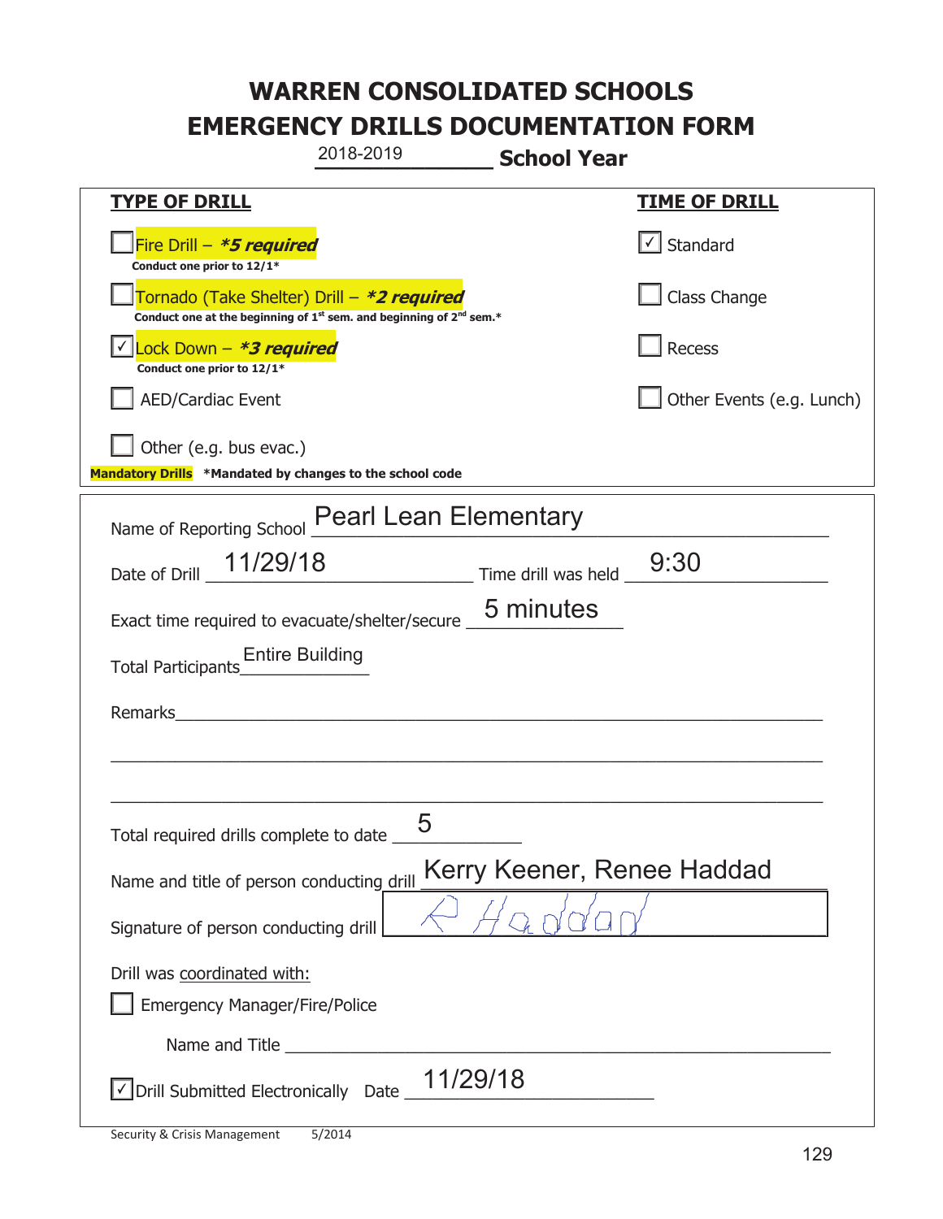# WARREN CONSOLIDATED SCHOOLS
# EMERGENCY DRILLS DOCUMENTATION FORM

2018-2019 **School Year**

| **TYPE OF DRILL** | **TIME OF DRILL** |
|---|---|
| ☐ Fire Drill – ***5 required*** <br> **Conduct one prior to 12/1*** | ☑ Standard |
| ☐ Tornado (Take Shelter) Drill – ***2 required*** <br> **Conduct one at the beginning of 1st sem. and beginning of 2nd sem.*** | ☐ Class Change |
| ☑ Lock Down – ***3 required*** <br> **Conduct one prior to 12/1*** | ☐ Recess |
| ☐ AED/Cardiac Event | ☐ Other Events (e.g. Lunch) |
| ☐ Other (e.g. bus evac.) | |

**Mandatory Drills** **\*Mandated by changes to the school code**

Name of Reporting School: Pearl Lean Elementary

Date of Drill: 11/29/18 Time drill was held: 9:30

Exact time required to evacuate/shelter/secure: 5 minutes

Total Participants: Entire Building

Remarks: ______________________________

Total required drills complete to date: 5

Name and title of person conducting drill: Kerry Keener, Renee Haddad

Signature of person conducting drill: R Haddad

Drill was coordinated with:

☐ Emergency Manager/Fire/Police

Name and Title ______________________________

☑ Drill Submitted Electronically Date: 11/29/18

Security & Crisis Management 5/2014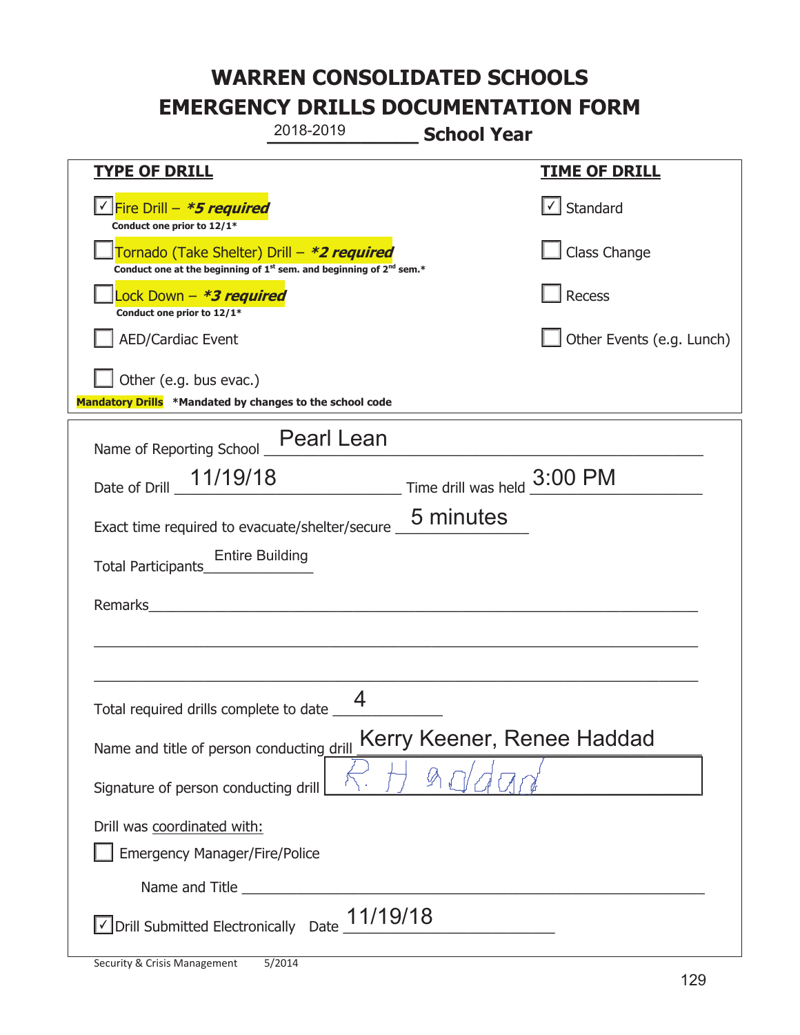# WARREN CONSOLIDATED SCHOOLS
# EMERGENCY DRILLS DOCUMENTATION FORM

2018-2019 **School Year**

| **TYPE OF DRILL** | **TIME OF DRILL** |
|---|---|
| ☑ Fire Drill – ***5 required*** <br> **Conduct one prior to 12/1*** | ☑ Standard |
| ☐ Tornado (Take Shelter) Drill – ***2 required*** <br> **Conduct one at the beginning of 1st sem. and beginning of 2nd sem.*** | ☐ Class Change |
| ☐ Lock Down – ***3 required*** <br> **Conduct one prior to 12/1*** | ☐ Recess |
| ☐ AED/Cardiac Event | ☐ Other Events (e.g. Lunch) |
| ☐ Other (e.g. bus evac.) | |

**Mandatory Drills** ***Mandated by changes to the school code**

Name of Reporting School: Pearl Lean

Date of Drill: 11/19/18 Time drill was held: 3:00 PM

Exact time required to evacuate/shelter/secure: 5 minutes

Total Participants: Entire Building

Remarks: ______________________________

Total required drills complete to date: 4

Name and title of person conducting drill: Kerry Keener, Renee Haddad

Signature of person conducting drill: R. Haddad

Drill was coordinated with:

☐ Emergency Manager/Fire/Police

Name and Title ______________________________

☑ Drill Submitted Electronically Date 11/19/18

Security & Crisis Management 5/2014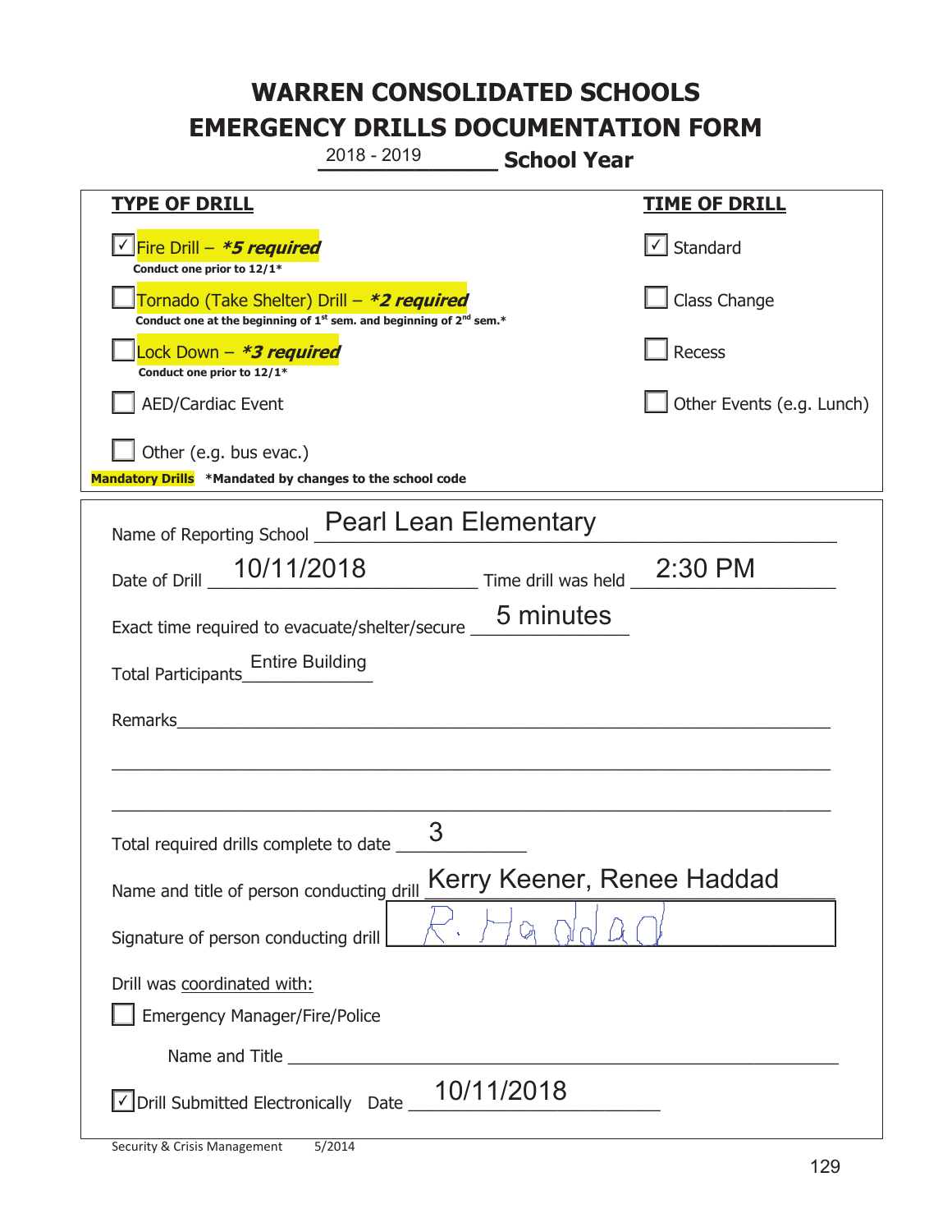# WARREN CONSOLIDATED SCHOOLS
# EMERGENCY DRILLS DOCUMENTATION FORM

2018 - 2019 **School Year**

| TYPE OF DRILL | TIME OF DRILL |
|---|---|
| ☑ Fire Drill – ***5 required*** Conduct one prior to 12/1* | ☑ Standard |
| ☐ Tornado (Take Shelter) Drill – ***2 required*** Conduct one at the beginning of 1st sem. and beginning of 2nd sem.* | ☐ Class Change |
| ☐ Lock Down – ***3 required*** Conduct one prior to 12/1* | ☐ Recess |
| ☐ AED/Cardiac Event | ☐ Other Events (e.g. Lunch) |
| ☐ Other (e.g. bus evac.) | |

**Mandatory Drills** ***Mandated by changes to the school code**

Name of Reporting School: Pearl Lean Elementary

Date of Drill: 10/11/2018 Time drill was held: 2:30 PM

Exact time required to evacuate/shelter/secure: 5 minutes

Total Participants: Entire Building

Remarks: ______

Total required drills complete to date: 3

Name and title of person conducting drill: Kerry Keener, Renee Haddad

Signature of person conducting drill: R. Haddad

Drill was coordinated with:

☐ Emergency Manager/Fire/Police

Name and Title ______

☑ Drill Submitted Electronically Date: 10/11/2018

Security & Crisis Management 5/2014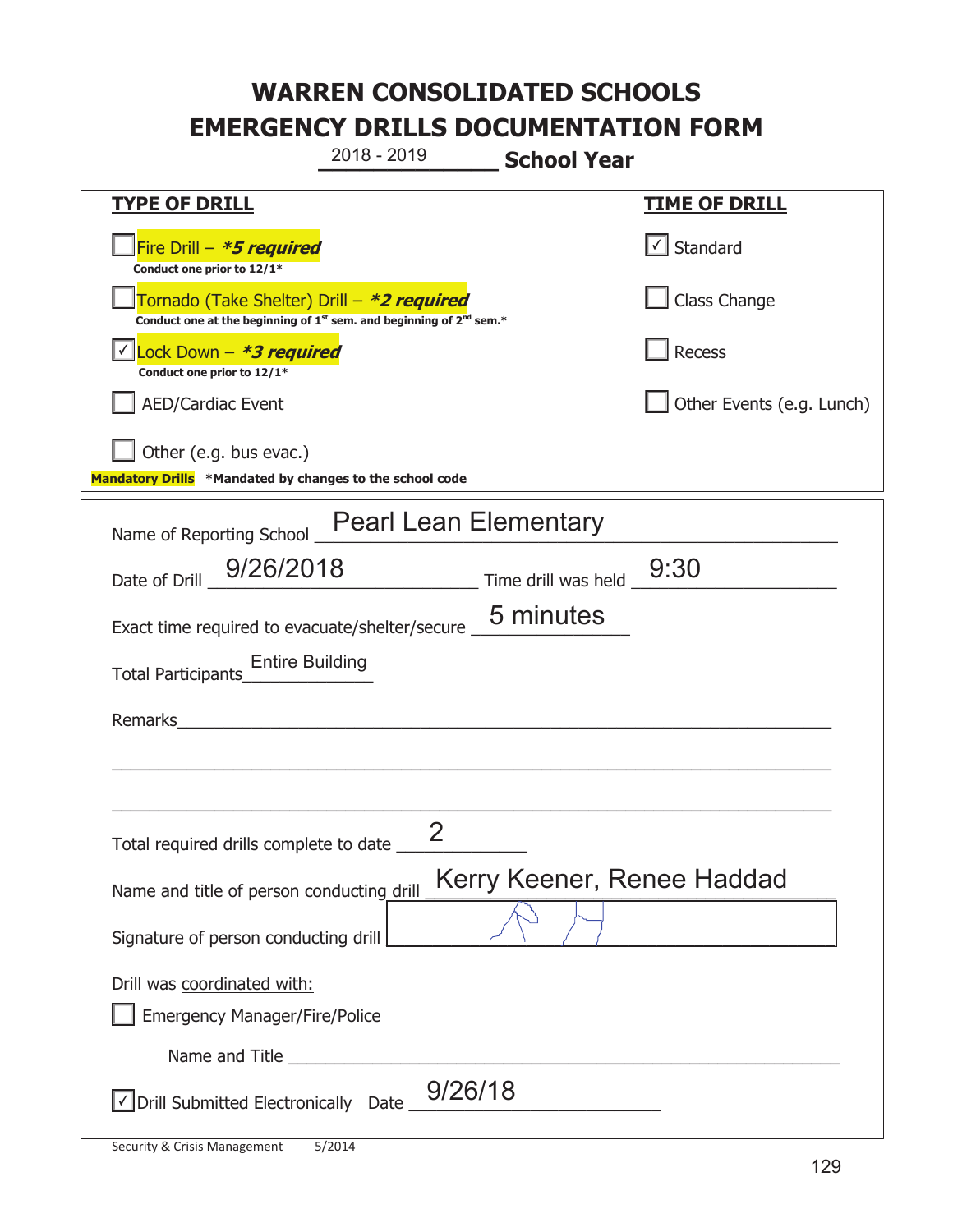# WARREN CONSOLIDATED SCHOOLS
# EMERGENCY DRILLS DOCUMENTATION FORM

2018 - 2019 **School Year**

| **TYPE OF DRILL** | **TIME OF DRILL** |
|---|---|
| ☐ Fire Drill – ***5 required** <br> **Conduct one prior to 12/1*** | ☑ Standard |
| ☐ Tornado (Take Shelter) Drill – ***2 required** <br> **Conduct one at the beginning of 1st sem. and beginning of 2nd sem.*** | ☐ Class Change |
| ☑ Lock Down – ***3 required** <br> **Conduct one prior to 12/1*** | ☐ Recess |
| ☐ AED/Cardiac Event | ☐ Other Events (e.g. Lunch) |
| ☐ Other (e.g. bus evac.) | |

**Mandatory Drills** ***Mandated by changes to the school code**

Name of Reporting School: Pearl Lean Elementary

Date of Drill: 9/26/2018 Time drill was held: 9:30

Exact time required to evacuate/shelter/secure: 5 minutes

Total Participants: Entire Building

Remarks: ______________________________

Total required drills complete to date: 2

Name and title of person conducting drill: Kerry Keener, Renee Haddad

Signature of person conducting drill: [signature]

Drill was coordinated with:

☐ Emergency Manager/Fire/Police

Name and Title ______________________________

☑ Drill Submitted Electronically Date: 9/26/18

Security & Crisis Management 5/2014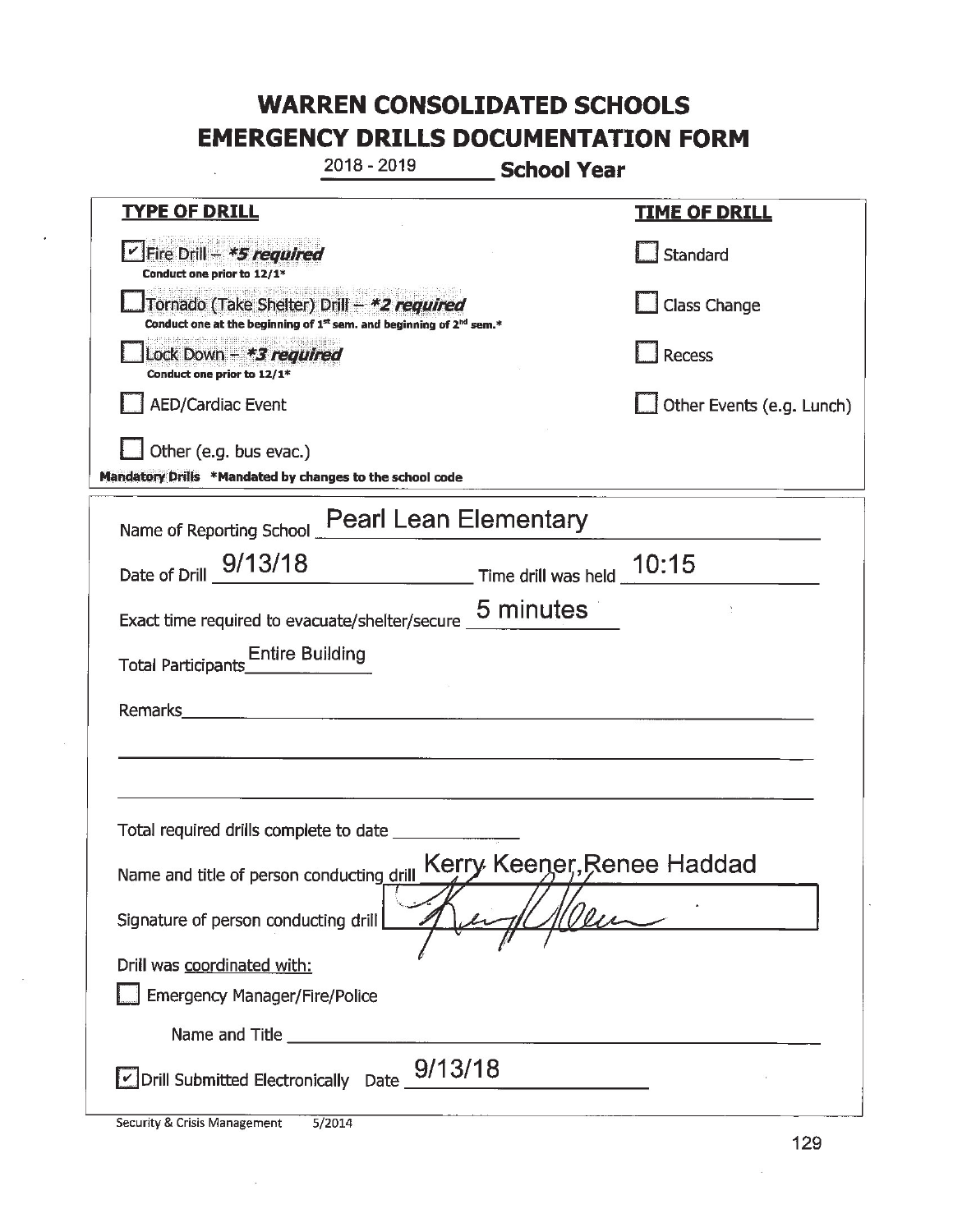# WARREN CONSOLIDATED SCHOOLS
## EMERGENCY DRILLS DOCUMENTATION FORM

2018 - 2019 **School Year**

| **TYPE OF DRILL** | **TIME OF DRILL** |
|---|---|
| ☑ Fire Drill – ***5 required*** Conduct one prior to 12/1* | ☐ Standard |
| ☐ Tornado (Take Shelter) Drill – ***2 required*** Conduct one at the beginning of 1st sem. and beginning of 2nd sem.* | ☐ Class Change |
| ☐ Lock Down – ***3 required*** Conduct one prior to 12/1* | ☐ Recess |
| ☐ AED/Cardiac Event | ☐ Other Events (e.g. Lunch) |
| ☐ Other (e.g. bus evac.) | |

**Mandatory Drills** *Mandated by changes to the school code

Name of Reporting School: Pearl Lean Elementary

Date of Drill: 9/13/18 Time drill was held: 10:15

Exact time required to evacuate/shelter/secure: 5 minutes

Total Participants: Entire Building

Remarks: ______________________________

Total required drills complete to date: __________

Name and title of person conducting drill: Kerry Keener, Renee Haddad

Signature of person conducting drill: [signature]

Drill was coordinated with:

☐ Emergency Manager/Fire/Police

Name and Title: ______________________________

☑ Drill Submitted Electronically Date: 9/13/18

Security & Crisis Management 5/2014